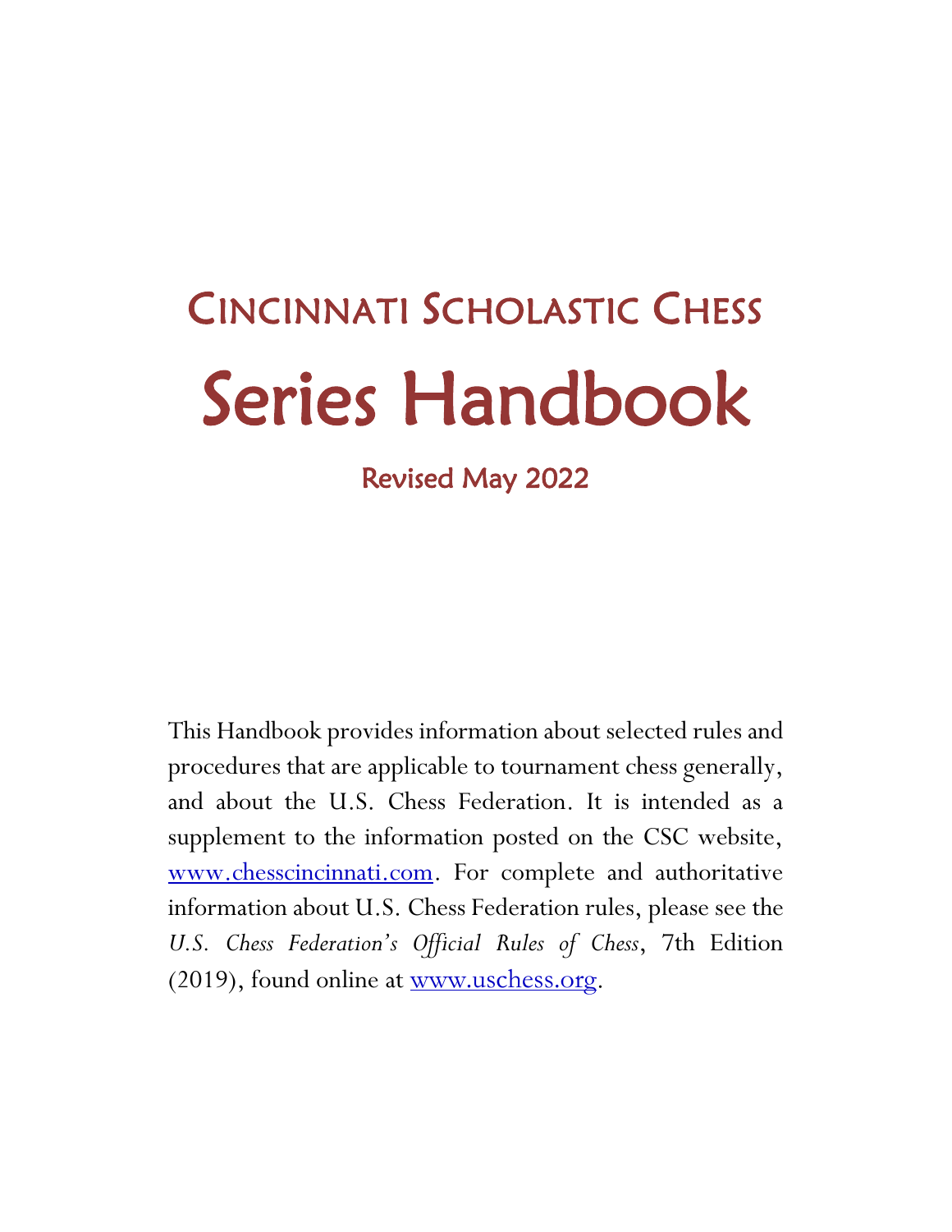## Cincinnati Scholastic Chess

# Series Handbook

### Revised May 2022

This Handbook provides information about selected rules and procedures that are applicable to tournament chess generally, and about the U.S. Chess Federation. It is intended as a supplement to the information posted on the CSC website, [www.chesscincinnati.com](http://www.chesscincinnati.com). For complete and authoritative information about U.S. Chess Federation rules, please see the *U.S. Chess Federation's Official Rules of Chess*, 7th Edition (2019), found online at [www.uschess.org](http://www.uschess.org).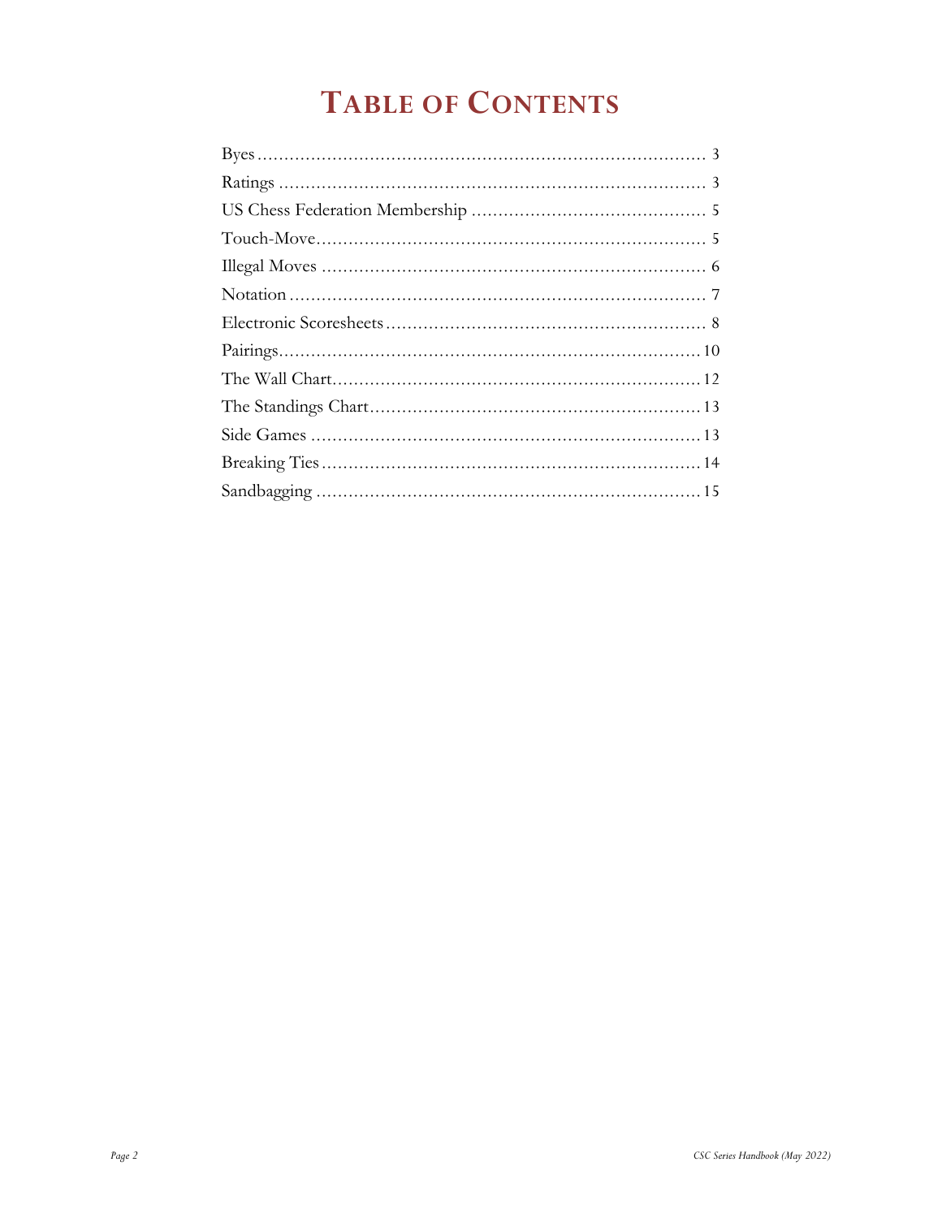# Table of Contents

Byes ........................................................................ 3
Ratings ..................................................................... 3
US Chess Federation Membership ............................................ 5
Touch-Move ................................................................. 5
Illegal Moves .............................................................. 6
Notation .................................................................... 7
Electronic Scoresheets .................................................... 8
Pairings .................................................................... 10
The Wall Chart ............................................................ 12
The Standings Chart ...................................................... 13
Side Games ................................................................ 13
Breaking Ties .............................................................. 14
Sandbagging ............................................................... 15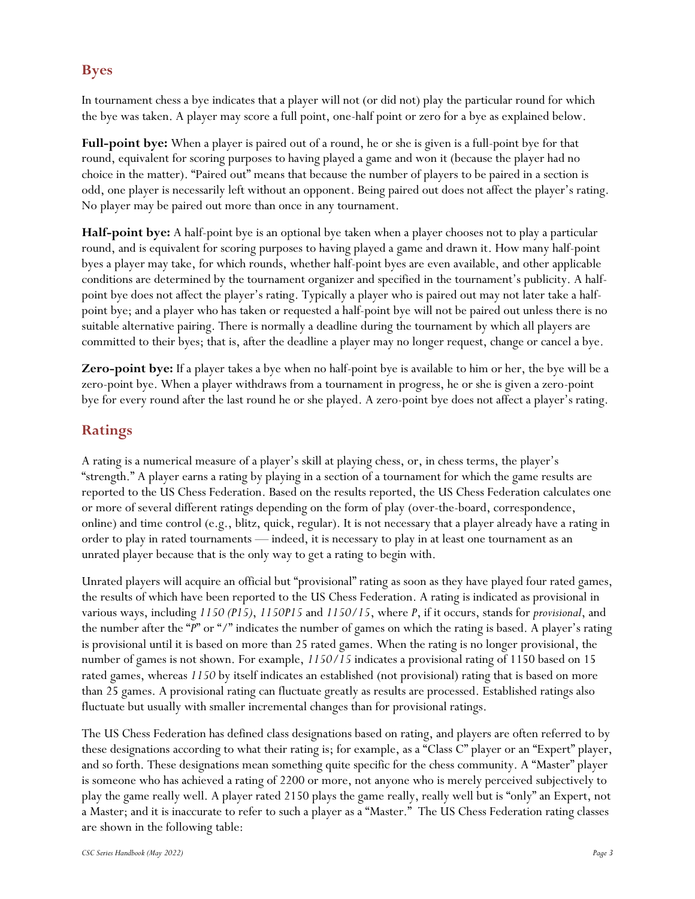## Byes

In tournament chess a bye indicates that a player will not (or did not) play the particular round for which the bye was taken. A player may score a full point, one-half point or zero for a bye as explained below.

**Full-point bye:** When a player is paired out of a round, he or she is given is a full-point bye for that round, equivalent for scoring purposes to having played a game and won it (because the player had no choice in the matter). "Paired out" means that because the number of players to be paired in a section is odd, one player is necessarily left without an opponent. Being paired out does not affect the player's rating. No player may be paired out more than once in any tournament.

**Half-point bye:** A half-point bye is an optional bye taken when a player chooses not to play a particular round, and is equivalent for scoring purposes to having played a game and drawn it. How many half-point byes a player may take, for which rounds, whether half-point byes are even available, and other applicable conditions are determined by the tournament organizer and specified in the tournament's publicity. A half-point bye does not affect the player's rating. Typically a player who is paired out may not later take a half-point bye; and a player who has taken or requested a half-point bye will not be paired out unless there is no suitable alternative pairing. There is normally a deadline during the tournament by which all players are committed to their byes; that is, after the deadline a player may no longer request, change or cancel a bye.

**Zero-point bye:** If a player takes a bye when no half-point bye is available to him or her, the bye will be a zero-point bye. When a player withdraws from a tournament in progress, he or she is given a zero-point bye for every round after the last round he or she played. A zero-point bye does not affect a player's rating.

## Ratings

A rating is a numerical measure of a player's skill at playing chess, or, in chess terms, the player's "strength." A player earns a rating by playing in a section of a tournament for which the game results are reported to the US Chess Federation. Based on the results reported, the US Chess Federation calculates one or more of several different ratings depending on the form of play (over-the-board, correspondence, online) and time control (e.g., blitz, quick, regular). It is not necessary that a player already have a rating in order to play in rated tournaments — indeed, it is necessary to play in at least one tournament as an unrated player because that is the only way to get a rating to begin with.

Unrated players will acquire an official but "provisional" rating as soon as they have played four rated games, the results of which have been reported to the US Chess Federation. A rating is indicated as provisional in various ways, including *1150 (P15)*, *1150P15* and *1150/15*, where *P*, if it occurs, stands for *provisional*, and the number after the "*P*" or "/" indicates the number of games on which the rating is based. A player's rating is provisional until it is based on more than 25 rated games. When the rating is no longer provisional, the number of games is not shown. For example, *1150/15* indicates a provisional rating of 1150 based on 15 rated games, whereas *1150* by itself indicates an established (not provisional) rating that is based on more than 25 games. A provisional rating can fluctuate greatly as results are processed. Established ratings also fluctuate but usually with smaller incremental changes than for provisional ratings.

The US Chess Federation has defined class designations based on rating, and players are often referred to by these designations according to what their rating is; for example, as a "Class C" player or an "Expert" player, and so forth. These designations mean something quite specific for the chess community. A "Master" player is someone who has achieved a rating of 2200 or more, not anyone who is merely perceived subjectively to play the game really well. A player rated 2150 plays the game really, really well but is "only" an Expert, not a Master; and it is inaccurate to refer to such a player as a "Master." The US Chess Federation rating classes are shown in the following table: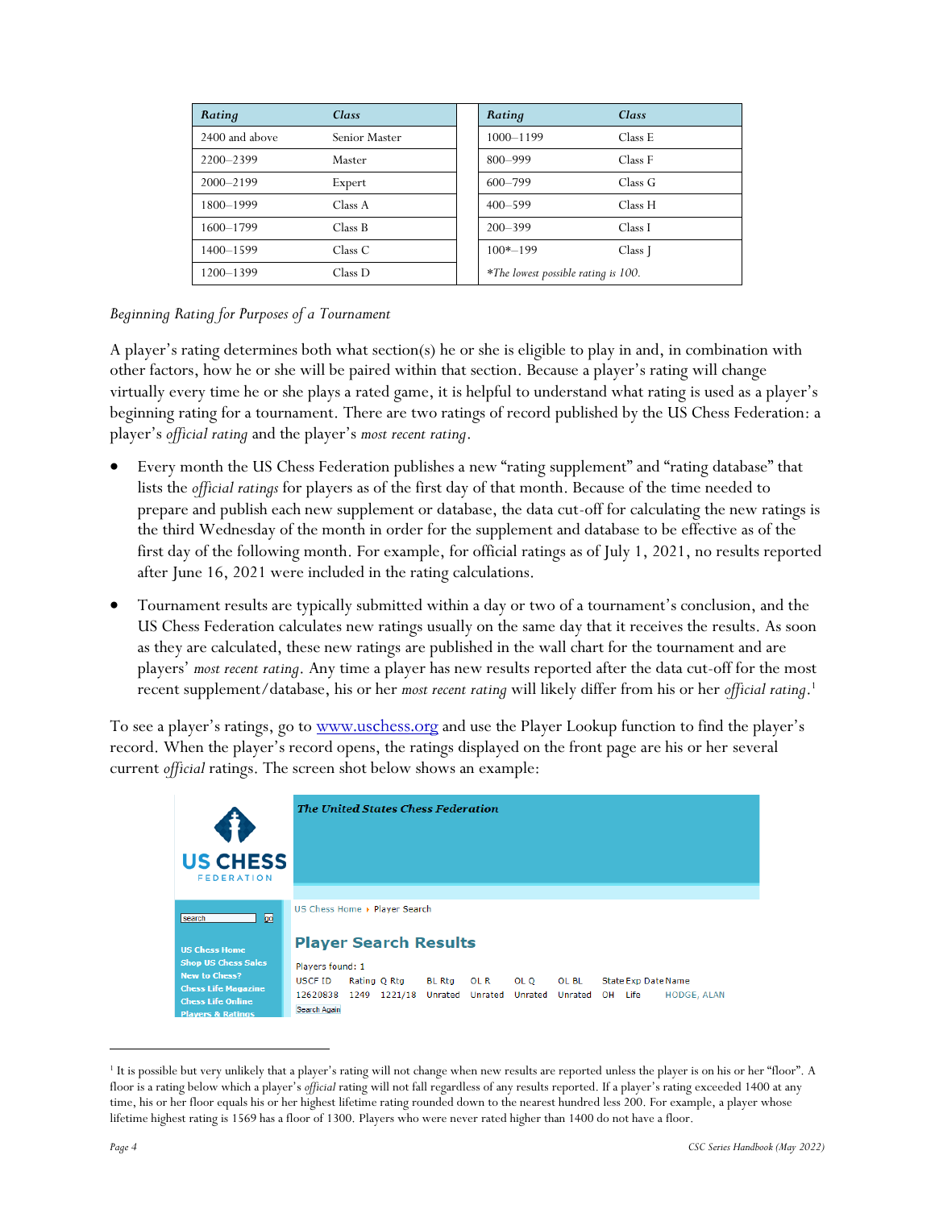| Rating | Class | Rating | Class |
|---|---|---|---|
| 2400 and above | Senior Master | 1000–1199 | Class E |
| 2200–2399 | Master | 800–999 | Class F |
| 2000–2199 | Expert | 600–799 | Class G |
| 1800–1999 | Class A | 400–599 | Class H |
| 1600–1799 | Class B | 200–399 | Class I |
| 1400–1599 | Class C | 100*–199 | Class J |
| 1200–1399 | Class D | *The lowest possible rating is 100.* | |

*Beginning Rating for Purposes of a Tournament*

A player's rating determines both what section(s) he or she is eligible to play in and, in combination with other factors, how he or she will be paired within that section. Because a player's rating will change virtually every time he or she plays a rated game, it is helpful to understand what rating is used as a player's beginning rating for a tournament. There are two ratings of record published by the US Chess Federation: a player's *official rating* and the player's *most recent rating*.

- Every month the US Chess Federation publishes a new "rating supplement" and "rating database" that lists the *official ratings* for players as of the first day of that month. Because of the time needed to prepare and publish each new supplement or database, the data cut-off for calculating the new ratings is the third Wednesday of the month in order for the supplement and database to be effective as of the first day of the following month. For example, for official ratings as of July 1, 2021, no results reported after June 16, 2021 were included in the rating calculations.

- Tournament results are typically submitted within a day or two of a tournament's conclusion, and the US Chess Federation calculates new ratings usually on the same day that it receives the results. As soon as they are calculated, these new ratings are published in the wall chart for the tournament and are players' *most recent rating*. Any time a player has new results reported after the data cut-off for the most recent supplement/database, his or her *most recent rating* will likely differ from his or her *official rating*.[1]

To see a player's ratings, go to [www.uschess.org](http://www.uschess.org) and use the Player Lookup function to find the player's record. When the player's record opens, the ratings displayed on the front page are his or her several current *official* ratings. The screen shot below shows an example:

US CHESS FEDERATION

The United States Chess Federation

search go

US Chess Home
Shop US Chess Sales
New to Chess?
Chess Life Magazine
Chess Life Online
Players & Ratings

US Chess Home ▸ Player Search

**Player Search Results**

Players found: 1

| USCF ID | Rating | Q Rtg | BL Rtg | OL R | OL Q | OL BL | State | Exp Date | Name |
|---|---|---|---|---|---|---|---|---|---|
| 12620838 | 1249 | 1221/18 | Unrated | Unrated | Unrated | Unrated | OH | Life | HODGE, ALAN |

Search Again

[1] It is possible but very unlikely that a player's rating will not change when new results are reported unless the player is on his or her "floor". A floor is a rating below which a player's *official* rating will not fall regardless of any results reported. If a player's rating exceeded 1400 at any time, his or her floor equals his or her highest lifetime rating rounded down to the nearest hundred less 200. For example, a player whose lifetime highest rating is 1569 has a floor of 1300. Players who were never rated higher than 1400 do not have a floor.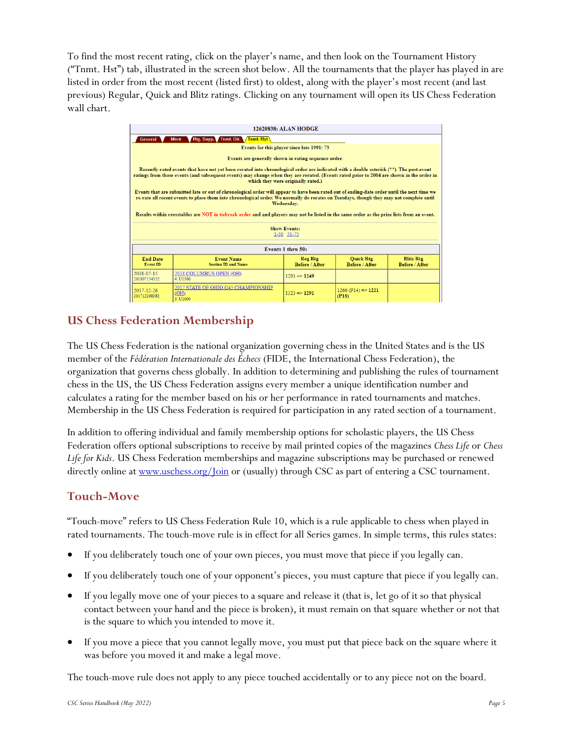To find the most recent rating, click on the player's name, and then look on the Tournament History ("Tnmt. Hst") tab, illustrated in the screen shot below. All the tournaments that the player has played in are listed in order from the most recent (listed first) to oldest, along with the player's most recent (and last previous) Regular, Quick and Blitz ratings. Clicking on any tournament will open its US Chess Federation wall chart.

**12620838: ALAN HODGE**

General | More | Rtg. Supp. | Tnmt. Dir. | Tnmt. Hst

Events for this player since late 1991: 75

Events are generally shown in rating sequence order.

Recently rated events that have not yet been rerated into chronological order are indicated with a double asterisk (**). The post-event ratings from those events (and subsequent events) may change when they are rerated. (Events rated prior to 2004 are shown in the order in which they were originally rated.)

Events that are submitted late or out of chronological order will appear to have been rated out of ending-date order until the next time we re-rate all recent events to place them into chronological order. We normally do rerates on Tuesdays, though they may not complete until Wednesday.

Results within crosstables are NOT in tiebreak order and and players may not be listed in the same order as the prize lists from an event.

Show Events:
1-50 51-75

Events 1 thru 50:

| End Date Event ID | Event Name Section ID and Name | Reg Rtg Before / After | Quick Rtg Before / After | Blitz Rtg Before / After |
|---|---|---|---|---|
| 2018-07-15 201807154352 | 2018 COLUMBUS OPEN (OH) 4: U1300 | 1291 => 1249 | | |
| 2017-12-26 201712268392 | 2017 STATE OF OHIO G45 CHAMPIONSHIP (OH) 3: U1600 | 1323 => 1291 | 1266 (P14) => 1221 (P18) | |

## US Chess Federation Membership

The US Chess Federation is the national organization governing chess in the United States and is the US member of the *Fédération Internationale des Échecs* (FIDE, the International Chess Federation), the organization that governs chess globally. In addition to determining and publishing the rules of tournament chess in the US, the US Chess Federation assigns every member a unique identification number and calculates a rating for the member based on his or her performance in rated tournaments and matches. Membership in the US Chess Federation is required for participation in any rated section of a tournament.

In addition to offering individual and family membership options for scholastic players, the US Chess Federation offers optional subscriptions to receive by mail printed copies of the magazines *Chess Life* or *Chess Life for Kids*. US Chess Federation memberships and magazine subscriptions may be purchased or renewed directly online at www.uschess.org/Join or (usually) through CSC as part of entering a CSC tournament.

## Touch-Move

"Touch-move" refers to US Chess Federation Rule 10, which is a rule applicable to chess when played in rated tournaments. The touch-move rule is in effect for all Series games. In simple terms, this rules states:

- If you deliberately touch one of your own pieces, you must move that piece if you legally can.
- If you deliberately touch one of your opponent's pieces, you must capture that piece if you legally can.
- If you legally move one of your pieces to a square and release it (that is, let go of it so that physical contact between your hand and the piece is broken), it must remain on that square whether or not that is the square to which you intended to move it.
- If you move a piece that you cannot legally move, you must put that piece back on the square where it was before you moved it and make a legal move.

The touch-move rule does not apply to any piece touched accidentally or to any piece not on the board.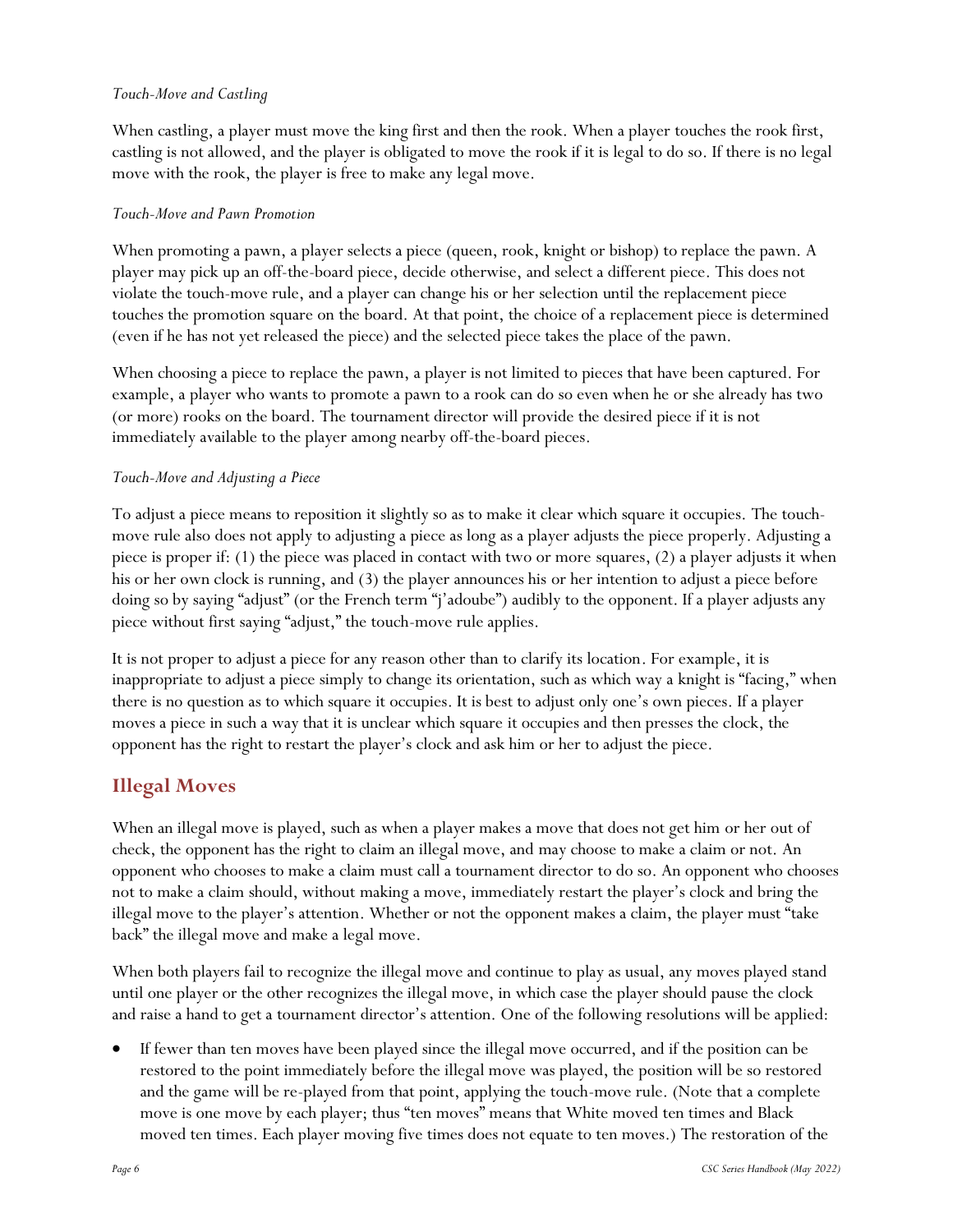*Touch-Move and Castling*

When castling, a player must move the king first and then the rook. When a player touches the rook first, castling is not allowed, and the player is obligated to move the rook if it is legal to do so. If there is no legal move with the rook, the player is free to make any legal move.

*Touch-Move and Pawn Promotion*

When promoting a pawn, a player selects a piece (queen, rook, knight or bishop) to replace the pawn. A player may pick up an off-the-board piece, decide otherwise, and select a different piece. This does not violate the touch-move rule, and a player can change his or her selection until the replacement piece touches the promotion square on the board. At that point, the choice of a replacement piece is determined (even if he has not yet released the piece) and the selected piece takes the place of the pawn.

When choosing a piece to replace the pawn, a player is not limited to pieces that have been captured. For example, a player who wants to promote a pawn to a rook can do so even when he or she already has two (or more) rooks on the board. The tournament director will provide the desired piece if it is not immediately available to the player among nearby off-the-board pieces.

*Touch-Move and Adjusting a Piece*

To adjust a piece means to reposition it slightly so as to make it clear which square it occupies. The touch-move rule also does not apply to adjusting a piece as long as a player adjusts the piece properly. Adjusting a piece is proper if: (1) the piece was placed in contact with two or more squares, (2) a player adjusts it when his or her own clock is running, and (3) the player announces his or her intention to adjust a piece before doing so by saying "adjust" (or the French term "j'adoube") audibly to the opponent. If a player adjusts any piece without first saying "adjust," the touch-move rule applies.

It is not proper to adjust a piece for any reason other than to clarify its location. For example, it is inappropriate to adjust a piece simply to change its orientation, such as which way a knight is "facing," when there is no question as to which square it occupies. It is best to adjust only one's own pieces. If a player moves a piece in such a way that it is unclear which square it occupies and then presses the clock, the opponent has the right to restart the player's clock and ask him or her to adjust the piece.

## Illegal Moves

When an illegal move is played, such as when a player makes a move that does not get him or her out of check, the opponent has the right to claim an illegal move, and may choose to make a claim or not. An opponent who chooses to make a claim must call a tournament director to do so. An opponent who chooses not to make a claim should, without making a move, immediately restart the player's clock and bring the illegal move to the player's attention. Whether or not the opponent makes a claim, the player must "take back" the illegal move and make a legal move.

When both players fail to recognize the illegal move and continue to play as usual, any moves played stand until one player or the other recognizes the illegal move, in which case the player should pause the clock and raise a hand to get a tournament director's attention. One of the following resolutions will be applied:

- If fewer than ten moves have been played since the illegal move occurred, and if the position can be restored to the point immediately before the illegal move was played, the position will be so restored and the game will be re-played from that point, applying the touch-move rule. (Note that a complete move is one move by each player; thus "ten moves" means that White moved ten times and Black moved ten times. Each player moving five times does not equate to ten moves.) The restoration of the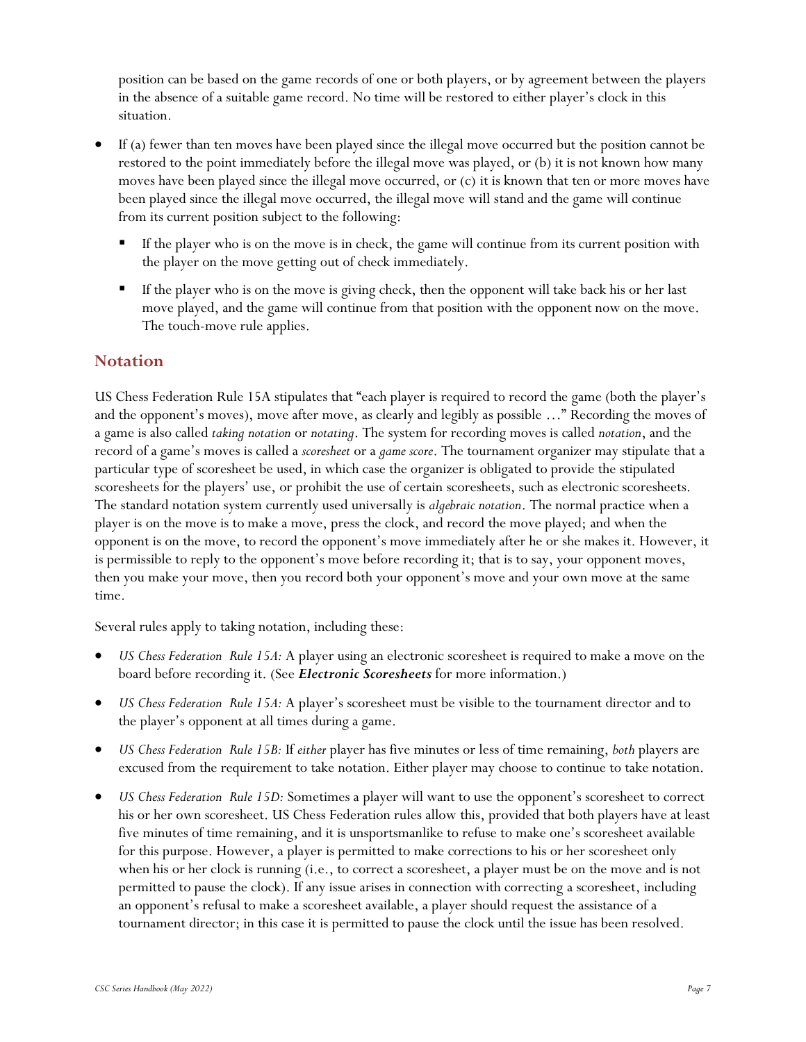position can be based on the game records of one or both players, or by agreement between the players in the absence of a suitable game record. No time will be restored to either player's clock in this situation.

- If (a) fewer than ten moves have been played since the illegal move occurred but the position cannot be restored to the point immediately before the illegal move was played, or (b) it is not known how many moves have been played since the illegal move occurred, or (c) it is known that ten or more moves have been played since the illegal move occurred, the illegal move will stand and the game will continue from its current position subject to the following:
  - If the player who is on the move is in check, the game will continue from its current position with the player on the move getting out of check immediately.
  - If the player who is on the move is giving check, then the opponent will take back his or her last move played, and the game will continue from that position with the opponent now on the move. The touch-move rule applies.

## Notation

US Chess Federation Rule 15A stipulates that "each player is required to record the game (both the player's and the opponent's moves), move after move, as clearly and legibly as possible …" Recording the moves of a game is also called *taking notation* or *notating*. The system for recording moves is called *notation*, and the record of a game's moves is called a *scoresheet* or a *game score*. The tournament organizer may stipulate that a particular type of scoresheet be used, in which case the organizer is obligated to provide the stipulated scoresheets for the players' use, or prohibit the use of certain scoresheets, such as electronic scoresheets. The standard notation system currently used universally is *algebraic notation*. The normal practice when a player is on the move is to make a move, press the clock, and record the move played; and when the opponent is on the move, to record the opponent's move immediately after he or she makes it. However, it is permissible to reply to the opponent's move before recording it; that is to say, your opponent moves, then you make your move, then you record both your opponent's move and your own move at the same time.

Several rules apply to taking notation, including these:

- *US Chess Federation Rule 15A:* A player using an electronic scoresheet is required to make a move on the board before recording it. (See ***Electronic Scoresheets*** for more information.)
- *US Chess Federation Rule 15A:* A player's scoresheet must be visible to the tournament director and to the player's opponent at all times during a game.
- *US Chess Federation Rule 15B:* If *either* player has five minutes or less of time remaining, *both* players are excused from the requirement to take notation. Either player may choose to continue to take notation.
- *US Chess Federation Rule 15D:* Sometimes a player will want to use the opponent's scoresheet to correct his or her own scoresheet. US Chess Federation rules allow this, provided that both players have at least five minutes of time remaining, and it is unsportsmanlike to refuse to make one's scoresheet available for this purpose. However, a player is permitted to make corrections to his or her scoresheet only when his or her clock is running (i.e., to correct a scoresheet, a player must be on the move and is not permitted to pause the clock). If any issue arises in connection with correcting a scoresheet, including an opponent's refusal to make a scoresheet available, a player should request the assistance of a tournament director; in this case it is permitted to pause the clock until the issue has been resolved.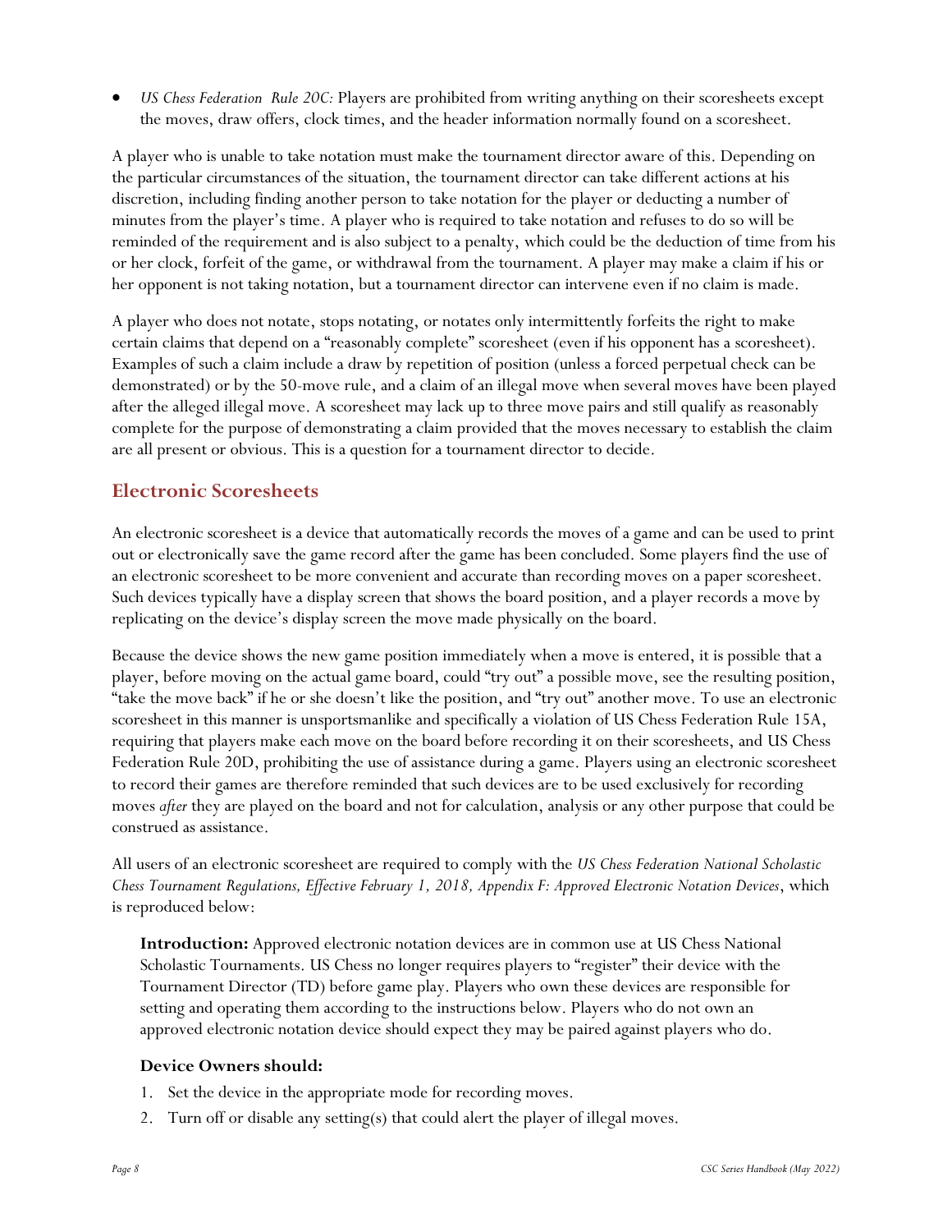- *US Chess Federation Rule 20C:* Players are prohibited from writing anything on their scoresheets except the moves, draw offers, clock times, and the header information normally found on a scoresheet.

A player who is unable to take notation must make the tournament director aware of this. Depending on the particular circumstances of the situation, the tournament director can take different actions at his discretion, including finding another person to take notation for the player or deducting a number of minutes from the player's time. A player who is required to take notation and refuses to do so will be reminded of the requirement and is also subject to a penalty, which could be the deduction of time from his or her clock, forfeit of the game, or withdrawal from the tournament. A player may make a claim if his or her opponent is not taking notation, but a tournament director can intervene even if no claim is made.

A player who does not notate, stops notating, or notates only intermittently forfeits the right to make certain claims that depend on a "reasonably complete" scoresheet (even if his opponent has a scoresheet). Examples of such a claim include a draw by repetition of position (unless a forced perpetual check can be demonstrated) or by the 50-move rule, and a claim of an illegal move when several moves have been played after the alleged illegal move. A scoresheet may lack up to three move pairs and still qualify as reasonably complete for the purpose of demonstrating a claim provided that the moves necessary to establish the claim are all present or obvious. This is a question for a tournament director to decide.

## Electronic Scoresheets

An electronic scoresheet is a device that automatically records the moves of a game and can be used to print out or electronically save the game record after the game has been concluded. Some players find the use of an electronic scoresheet to be more convenient and accurate than recording moves on a paper scoresheet. Such devices typically have a display screen that shows the board position, and a player records a move by replicating on the device's display screen the move made physically on the board.

Because the device shows the new game position immediately when a move is entered, it is possible that a player, before moving on the actual game board, could "try out" a possible move, see the resulting position, "take the move back" if he or she doesn't like the position, and "try out" another move. To use an electronic scoresheet in this manner is unsportsmanlike and specifically a violation of US Chess Federation Rule 15A, requiring that players make each move on the board before recording it on their scoresheets, and US Chess Federation Rule 20D, prohibiting the use of assistance during a game. Players using an electronic scoresheet to record their games are therefore reminded that such devices are to be used exclusively for recording moves *after* they are played on the board and not for calculation, analysis or any other purpose that could be construed as assistance.

All users of an electronic scoresheet are required to comply with the *US Chess Federation National Scholastic Chess Tournament Regulations, Effective February 1, 2018, Appendix F: Approved Electronic Notation Devices*, which is reproduced below:

> **Introduction:** Approved electronic notation devices are in common use at US Chess National Scholastic Tournaments. US Chess no longer requires players to "register" their device with the Tournament Director (TD) before game play. Players who own these devices are responsible for setting and operating them according to the instructions below. Players who do not own an approved electronic notation device should expect they may be paired against players who do.
>
> **Device Owners should:**
>
> 1. Set the device in the appropriate mode for recording moves.
> 2. Turn off or disable any setting(s) that could alert the player of illegal moves.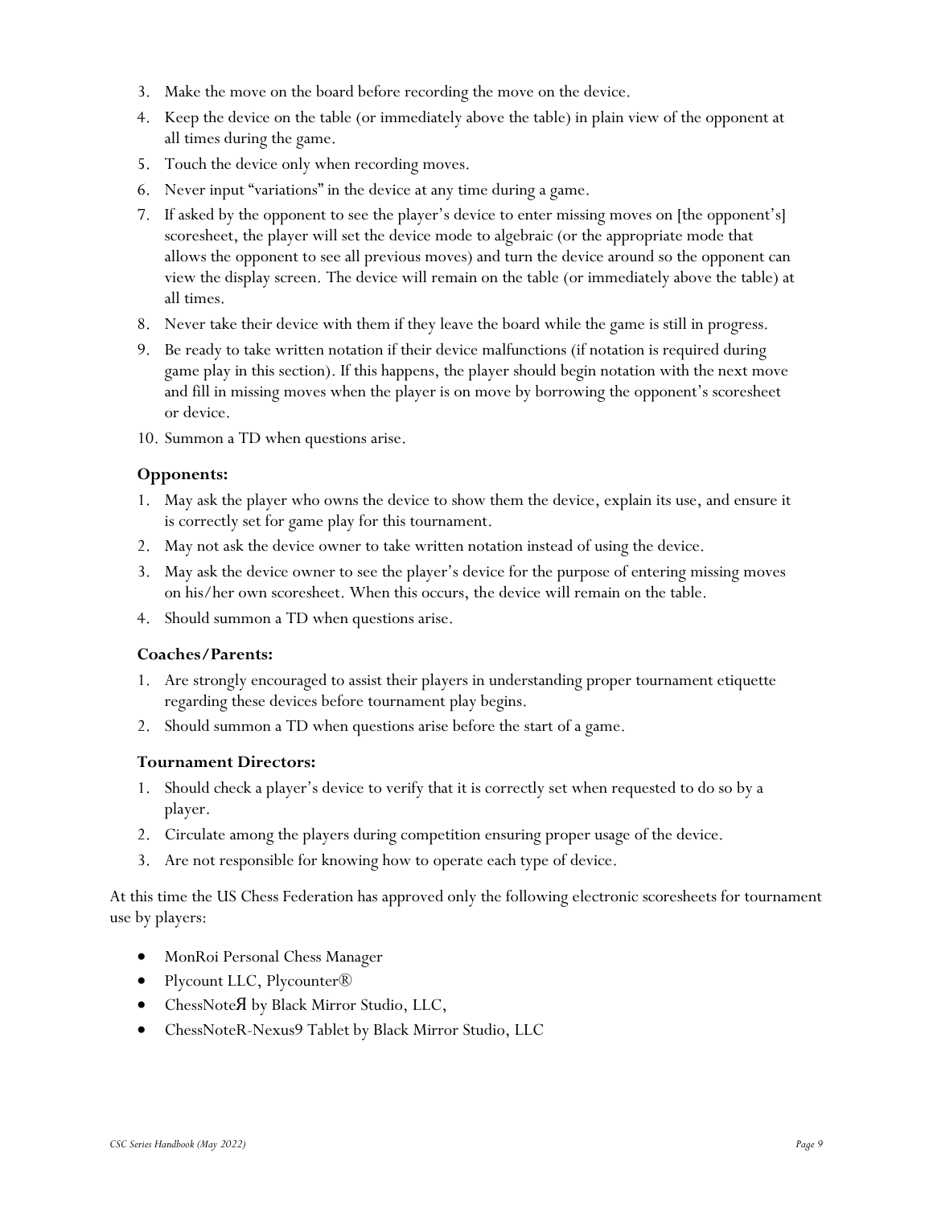3. Make the move on the board before recording the move on the device.
4. Keep the device on the table (or immediately above the table) in plain view of the opponent at all times during the game.
5. Touch the device only when recording moves.
6. Never input "variations" in the device at any time during a game.
7. If asked by the opponent to see the player's device to enter missing moves on [the opponent's] scoresheet, the player will set the device mode to algebraic (or the appropriate mode that allows the opponent to see all previous moves) and turn the device around so the opponent can view the display screen. The device will remain on the table (or immediately above the table) at all times.
8. Never take their device with them if they leave the board while the game is still in progress.
9. Be ready to take written notation if their device malfunctions (if notation is required during game play in this section). If this happens, the player should begin notation with the next move and fill in missing moves when the player is on move by borrowing the opponent's scoresheet or device.
10. Summon a TD when questions arise.

### Opponents:

1. May ask the player who owns the device to show them the device, explain its use, and ensure it is correctly set for game play for this tournament.
2. May not ask the device owner to take written notation instead of using the device.
3. May ask the device owner to see the player's device for the purpose of entering missing moves on his/her own scoresheet. When this occurs, the device will remain on the table.
4. Should summon a TD when questions arise.

### Coaches/Parents:

1. Are strongly encouraged to assist their players in understanding proper tournament etiquette regarding these devices before tournament play begins.
2. Should summon a TD when questions arise before the start of a game.

### Tournament Directors:

1. Should check a player's device to verify that it is correctly set when requested to do so by a player.
2. Circulate among the players during competition ensuring proper usage of the device.
3. Are not responsible for knowing how to operate each type of device.

At this time the US Chess Federation has approved only the following electronic scoresheets for tournament use by players:

- MonRoi Personal Chess Manager
- Plycount LLC, Plycounter®
- ChessNoteЯ by Black Mirror Studio, LLC,
- ChessNoteR-Nexus9 Tablet by Black Mirror Studio, LLC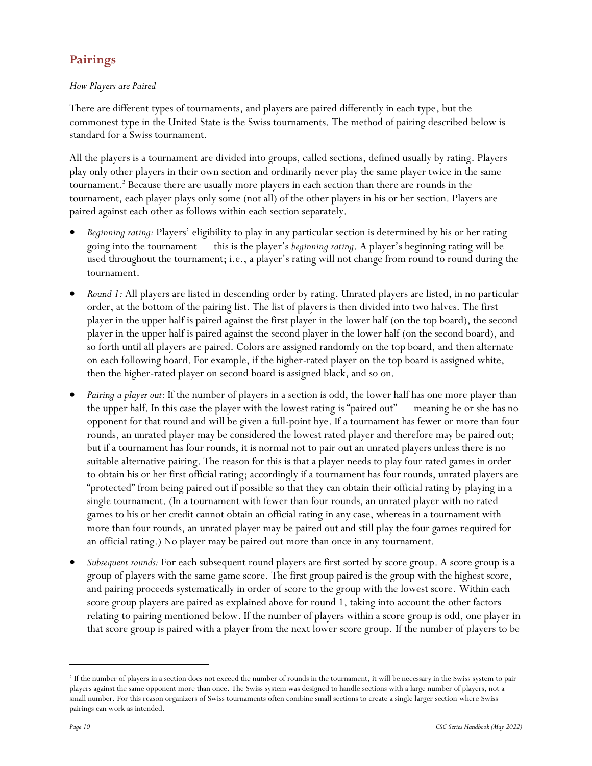## Pairings

*How Players are Paired*

There are different types of tournaments, and players are paired differently in each type, but the commonest type in the United State is the Swiss tournaments. The method of pairing described below is standard for a Swiss tournament.

All the players is a tournament are divided into groups, called sections, defined usually by rating. Players play only other players in their own section and ordinarily never play the same player twice in the same tournament.[2] Because there are usually more players in each section than there are rounds in the tournament, each player plays only some (not all) of the other players in his or her section. Players are paired against each other as follows within each section separately.

- *Beginning rating:* Players' eligibility to play in any particular section is determined by his or her rating going into the tournament — this is the player's *beginning rating*. A player's beginning rating will be used throughout the tournament; i.e., a player's rating will not change from round to round during the tournament.
- *Round 1:* All players are listed in descending order by rating. Unrated players are listed, in no particular order, at the bottom of the pairing list. The list of players is then divided into two halves. The first player in the upper half is paired against the first player in the lower half (on the top board), the second player in the upper half is paired against the second player in the lower half (on the second board), and so forth until all players are paired. Colors are assigned randomly on the top board, and then alternate on each following board. For example, if the higher-rated player on the top board is assigned white, then the higher-rated player on second board is assigned black, and so on.
- *Pairing a player out:* If the number of players in a section is odd, the lower half has one more player than the upper half. In this case the player with the lowest rating is "paired out" — meaning he or she has no opponent for that round and will be given a full-point bye. If a tournament has fewer or more than four rounds, an unrated player may be considered the lowest rated player and therefore may be paired out; but if a tournament has four rounds, it is normal not to pair out an unrated players unless there is no suitable alternative pairing. The reason for this is that a player needs to play four rated games in order to obtain his or her first official rating; accordingly if a tournament has four rounds, unrated players are "protected" from being paired out if possible so that they can obtain their official rating by playing in a single tournament. (In a tournament with fewer than four rounds, an unrated player with no rated games to his or her credit cannot obtain an official rating in any case, whereas in a tournament with more than four rounds, an unrated player may be paired out and still play the four games required for an official rating.) No player may be paired out more than once in any tournament.
- *Subsequent rounds:* For each subsequent round players are first sorted by score group. A score group is a group of players with the same game score. The first group paired is the group with the highest score, and pairing proceeds systematically in order of score to the group with the lowest score. Within each score group players are paired as explained above for round 1, taking into account the other factors relating to pairing mentioned below. If the number of players within a score group is odd, one player in that score group is paired with a player from the next lower score group. If the number of players to be

---

[2] If the number of players in a section does not exceed the number of rounds in the tournament, it will be necessary in the Swiss system to pair players against the same opponent more than once. The Swiss system was designed to handle sections with a large number of players, not a small number. For this reason organizers of Swiss tournaments often combine small sections to create a single larger section where Swiss pairings can work as intended.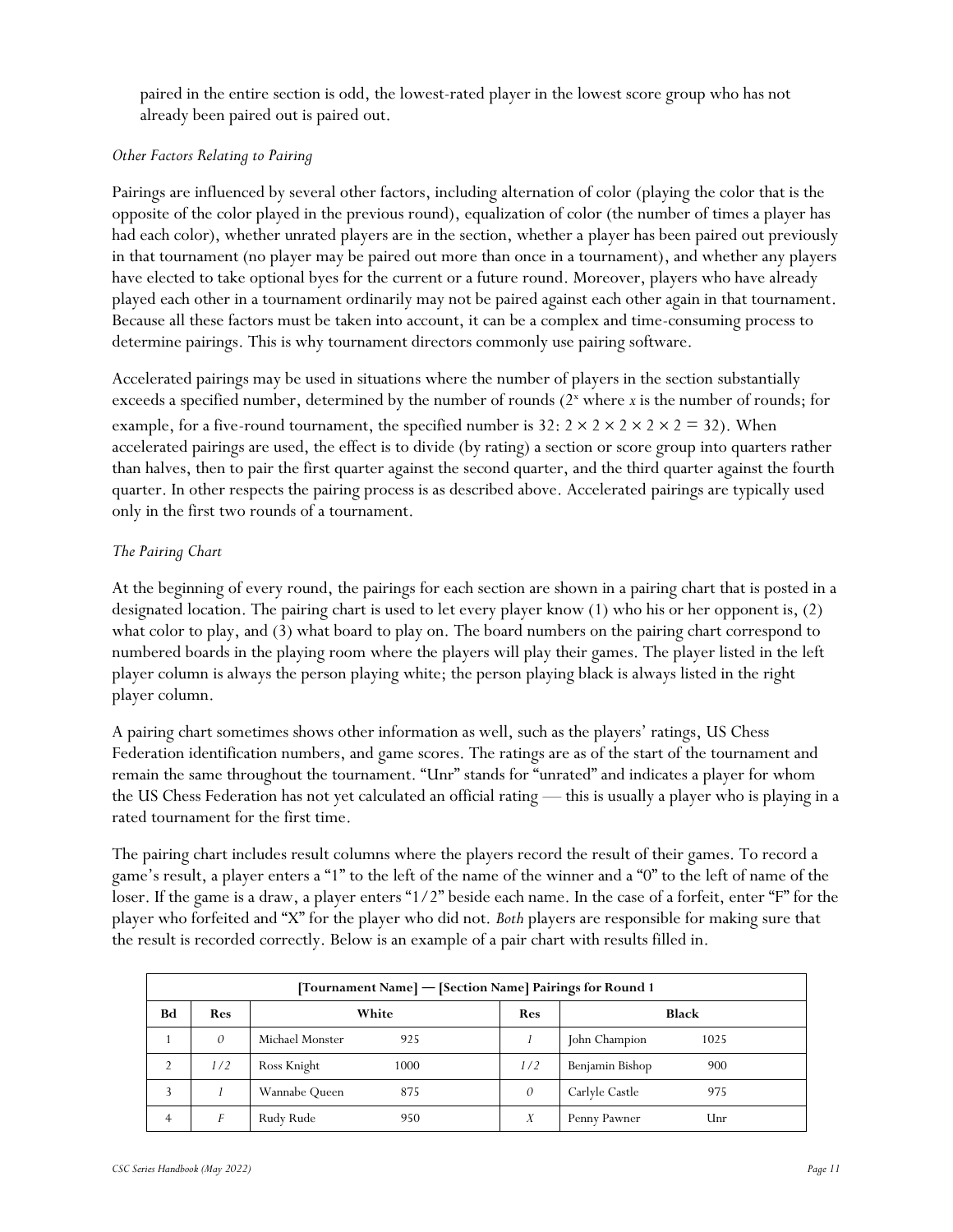paired in the entire section is odd, the lowest-rated player in the lowest score group who has not already been paired out is paired out.

*Other Factors Relating to Pairing*

Pairings are influenced by several other factors, including alternation of color (playing the color that is the opposite of the color played in the previous round), equalization of color (the number of times a player has had each color), whether unrated players are in the section, whether a player has been paired out previously in that tournament (no player may be paired out more than once in a tournament), and whether any players have elected to take optional byes for the current or a future round. Moreover, players who have already played each other in a tournament ordinarily may not be paired against each other again in that tournament. Because all these factors must be taken into account, it can be a complex and time-consuming process to determine pairings. This is why tournament directors commonly use pairing software.

Accelerated pairings may be used in situations where the number of players in the section substantially exceeds a specified number, determined by the number of rounds ($2^x$ where $x$ is the number of rounds; for example, for a five-round tournament, the specified number is 32: $2 \times 2 \times 2 \times 2 \times 2 = 32$). When accelerated pairings are used, the effect is to divide (by rating) a section or score group into quarters rather than halves, then to pair the first quarter against the second quarter, and the third quarter against the fourth quarter. In other respects the pairing process is as described above. Accelerated pairings are typically used only in the first two rounds of a tournament.

*The Pairing Chart*

At the beginning of every round, the pairings for each section are shown in a pairing chart that is posted in a designated location. The pairing chart is used to let every player know (1) who his or her opponent is, (2) what color to play, and (3) what board to play on. The board numbers on the pairing chart correspond to numbered boards in the playing room where the players will play their games. The player listed in the left player column is always the person playing white; the person playing black is always listed in the right player column.

A pairing chart sometimes shows other information as well, such as the players' ratings, US Chess Federation identification numbers, and game scores. The ratings are as of the start of the tournament and remain the same throughout the tournament. "Unr" stands for "unrated" and indicates a player for whom the US Chess Federation has not yet calculated an official rating — this is usually a player who is playing in a rated tournament for the first time.

The pairing chart includes result columns where the players record the result of their games. To record a game's result, a player enters a "1" to the left of the name of the winner and a "0" to the left of name of the loser. If the game is a draw, a player enters "1/2" beside each name. In the case of a forfeit, enter "F" for the player who forfeited and "X" for the player who did not. *Both* players are responsible for making sure that the result is recorded correctly. Below is an example of a pair chart with results filled in.

| [Tournament Name] — [Section Name] Pairings for Round 1 | | | | |
|---|---|---|---|---|
| **Bd** | **Res** | **White** | **Res** | **Black** |
| 1 | *0* | Michael Monster 925 | *1* | John Champion 1025 |
| 2 | *1/2* | Ross Knight 1000 | *1/2* | Benjamin Bishop 900 |
| 3 | *1* | Wannabe Queen 875 | *0* | Carlyle Castle 975 |
| 4 | *F* | Rudy Rude 950 | *X* | Penny Pawner Unr |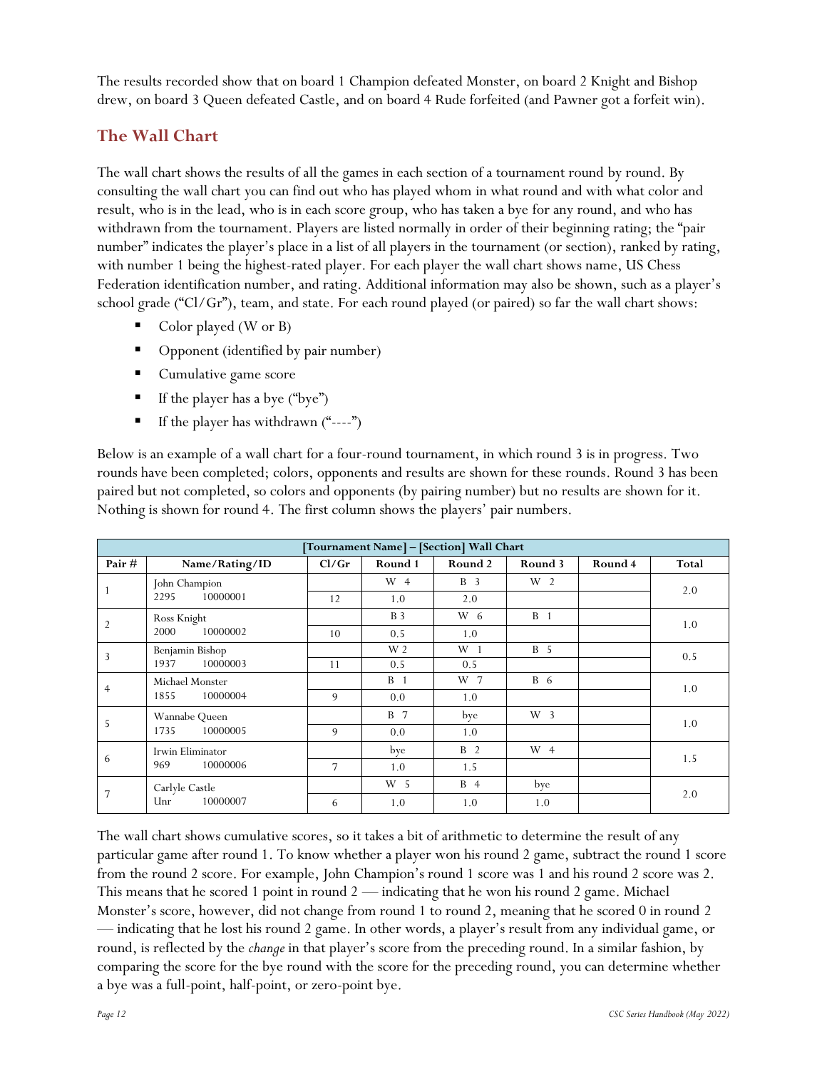The results recorded show that on board 1 Champion defeated Monster, on board 2 Knight and Bishop drew, on board 3 Queen defeated Castle, and on board 4 Rude forfeited (and Pawner got a forfeit win).

## The Wall Chart

The wall chart shows the results of all the games in each section of a tournament round by round. By consulting the wall chart you can find out who has played whom in what round and with what color and result, who is in the lead, who is in each score group, who has taken a bye for any round, and who has withdrawn from the tournament. Players are listed normally in order of their beginning rating; the "pair number" indicates the player's place in a list of all players in the tournament (or section), ranked by rating, with number 1 being the highest-rated player. For each player the wall chart shows name, US Chess Federation identification number, and rating. Additional information may also be shown, such as a player's school grade ("Cl/Gr"), team, and state. For each round played (or paired) so far the wall chart shows:

- Color played (W or B)
- Opponent (identified by pair number)
- Cumulative game score
- If the player has a bye ("bye")
- If the player has withdrawn ("----")

Below is an example of a wall chart for a four-round tournament, in which round 3 is in progress. Two rounds have been completed; colors, opponents and results are shown for these rounds. Round 3 has been paired but not completed, so colors and opponents (by pairing number) but no results are shown for it. Nothing is shown for round 4. The first column shows the players' pair numbers.

| [Tournament Name] – [Section] Wall Chart | | | | | | | |
|---|---|---|---|---|---|---|---|
| Pair # | Name/Rating/ID | Cl/Gr | Round 1 | Round 2 | Round 3 | Round 4 | Total |
| 1 | John Champion | | W 4 | B 3 | W 2 | | 2.0 |
| | 2295 10000001 | 12 | 1.0 | 2.0 | | | |
| 2 | Ross Knight | | B 3 | W 6 | B 1 | | 1.0 |
| | 2000 10000002 | 10 | 0.5 | 1.0 | | | |
| 3 | Benjamin Bishop | | W 2 | W 1 | B 5 | | 0.5 |
| | 1937 10000003 | 11 | 0.5 | 0.5 | | | |
| 4 | Michael Monster | | B 1 | W 7 | B 6 | | 1.0 |
| | 1855 10000004 | 9 | 0.0 | 1.0 | | | |
| 5 | Wannabe Queen | | B 7 | bye | W 3 | | 1.0 |
| | 1735 10000005 | 9 | 0.0 | 1.0 | | | |
| 6 | Irwin Eliminator | | bye | B 2 | W 4 | | 1.5 |
| | 969 10000006 | 7 | 1.0 | 1.5 | | | |
| 7 | Carlyle Castle | | W 5 | B 4 | bye | | 2.0 |
| | Unr 10000007 | 6 | 1.0 | 1.0 | 1.0 | | |

The wall chart shows cumulative scores, so it takes a bit of arithmetic to determine the result of any particular game after round 1. To know whether a player won his round 2 game, subtract the round 1 score from the round 2 score. For example, John Champion's round 1 score was 1 and his round 2 score was 2. This means that he scored 1 point in round 2 — indicating that he won his round 2 game. Michael Monster's score, however, did not change from round 1 to round 2, meaning that he scored 0 in round 2 — indicating that he lost his round 2 game. In other words, a player's result from any individual game, or round, is reflected by the *change* in that player's score from the preceding round. In a similar fashion, by comparing the score for the bye round with the score for the preceding round, you can determine whether a bye was a full-point, half-point, or zero-point bye.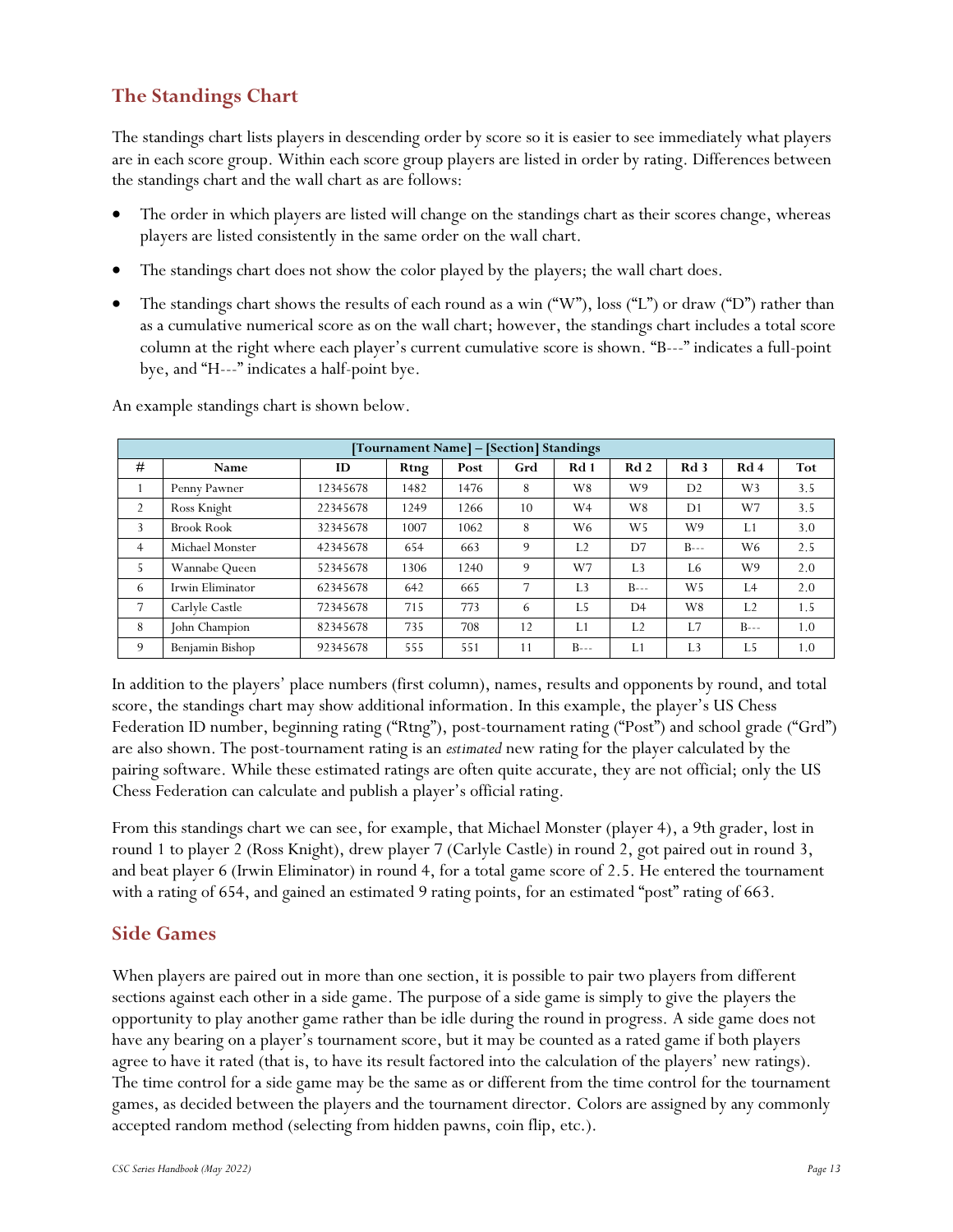## The Standings Chart

The standings chart lists players in descending order by score so it is easier to see immediately what players are in each score group. Within each score group players are listed in order by rating. Differences between the standings chart and the wall chart as are follows:

- The order in which players are listed will change on the standings chart as their scores change, whereas players are listed consistently in the same order on the wall chart.
- The standings chart does not show the color played by the players; the wall chart does.
- The standings chart shows the results of each round as a win ("W"), loss ("L") or draw ("D") rather than as a cumulative numerical score as on the wall chart; however, the standings chart includes a total score column at the right where each player's current cumulative score is shown. "B---" indicates a full-point bye, and "H---" indicates a half-point bye.

An example standings chart is shown below.

| [Tournament Name] – [Section] Standings | | | | | | | | | | |
|---|---|---|---|---|---|---|---|---|---|---|
| # | Name | ID | Rtng | Post | Grd | Rd 1 | Rd 2 | Rd 3 | Rd 4 | Tot |
| 1 | Penny Pawner | 12345678 | 1482 | 1476 | 8 | W8 | W9 | D2 | W3 | 3.5 |
| 2 | Ross Knight | 22345678 | 1249 | 1266 | 10 | W4 | W8 | D1 | W7 | 3.5 |
| 3 | Brook Rook | 32345678 | 1007 | 1062 | 8 | W6 | W5 | W9 | L1 | 3.0 |
| 4 | Michael Monster | 42345678 | 654 | 663 | 9 | L2 | D7 | B--- | W6 | 2.5 |
| 5 | Wannabe Queen | 52345678 | 1306 | 1240 | 9 | W7 | L3 | L6 | W9 | 2.0 |
| 6 | Irwin Eliminator | 62345678 | 642 | 665 | 7 | L3 | B--- | W5 | L4 | 2.0 |
| 7 | Carlyle Castle | 72345678 | 715 | 773 | 6 | L5 | D4 | W8 | L2 | 1.5 |
| 8 | John Champion | 82345678 | 735 | 708 | 12 | L1 | L2 | L7 | B--- | 1.0 |
| 9 | Benjamin Bishop | 92345678 | 555 | 551 | 11 | B--- | L1 | L3 | L5 | 1.0 |

In addition to the players' place numbers (first column), names, results and opponents by round, and total score, the standings chart may show additional information. In this example, the player's US Chess Federation ID number, beginning rating ("Rtng"), post-tournament rating ("Post") and school grade ("Grd") are also shown. The post-tournament rating is an *estimated* new rating for the player calculated by the pairing software. While these estimated ratings are often quite accurate, they are not official; only the US Chess Federation can calculate and publish a player's official rating.

From this standings chart we can see, for example, that Michael Monster (player 4), a 9th grader, lost in round 1 to player 2 (Ross Knight), drew player 7 (Carlyle Castle) in round 2, got paired out in round 3, and beat player 6 (Irwin Eliminator) in round 4, for a total game score of 2.5. He entered the tournament with a rating of 654, and gained an estimated 9 rating points, for an estimated "post" rating of 663.

## Side Games

When players are paired out in more than one section, it is possible to pair two players from different sections against each other in a side game. The purpose of a side game is simply to give the players the opportunity to play another game rather than be idle during the round in progress. A side game does not have any bearing on a player's tournament score, but it may be counted as a rated game if both players agree to have it rated (that is, to have its result factored into the calculation of the players' new ratings). The time control for a side game may be the same as or different from the time control for the tournament games, as decided between the players and the tournament director. Colors are assigned by any commonly accepted random method (selecting from hidden pawns, coin flip, etc.).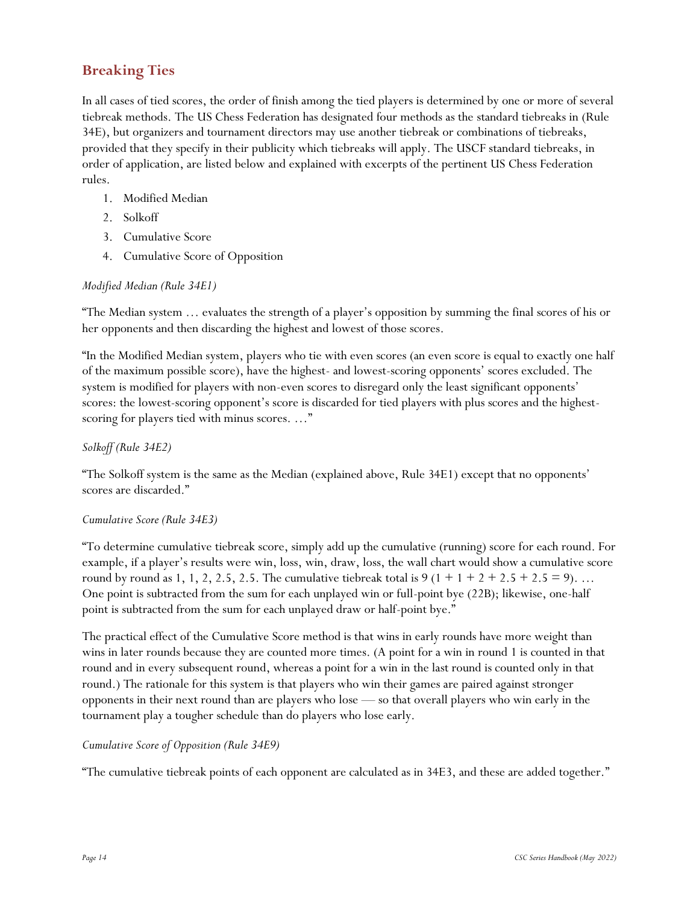## Breaking Ties

In all cases of tied scores, the order of finish among the tied players is determined by one or more of several tiebreak methods. The US Chess Federation has designated four methods as the standard tiebreaks in (Rule 34E), but organizers and tournament directors may use another tiebreak or combinations of tiebreaks, provided that they specify in their publicity which tiebreaks will apply. The USCF standard tiebreaks, in order of application, are listed below and explained with excerpts of the pertinent US Chess Federation rules.

1. Modified Median
2. Solkoff
3. Cumulative Score
4. Cumulative Score of Opposition

*Modified Median (Rule 34E1)*

"The Median system … evaluates the strength of a player's opposition by summing the final scores of his or her opponents and then discarding the highest and lowest of those scores.

"In the Modified Median system, players who tie with even scores (an even score is equal to exactly one half of the maximum possible score), have the highest- and lowest-scoring opponents' scores excluded. The system is modified for players with non-even scores to disregard only the least significant opponents' scores: the lowest-scoring opponent's score is discarded for tied players with plus scores and the highest-scoring for players tied with minus scores. …"

*Solkoff (Rule 34E2)*

"The Solkoff system is the same as the Median (explained above, Rule 34E1) except that no opponents' scores are discarded."

*Cumulative Score (Rule 34E3)*

"To determine cumulative tiebreak score, simply add up the cumulative (running) score for each round. For example, if a player's results were win, loss, win, draw, loss, the wall chart would show a cumulative score round by round as 1, 1, 2, 2.5, 2.5. The cumulative tiebreak total is 9 (1 + 1 + 2 + 2.5 + 2.5 = 9). … One point is subtracted from the sum for each unplayed win or full-point bye (22B); likewise, one-half point is subtracted from the sum for each unplayed draw or half-point bye."

The practical effect of the Cumulative Score method is that wins in early rounds have more weight than wins in later rounds because they are counted more times. (A point for a win in round 1 is counted in that round and in every subsequent round, whereas a point for a win in the last round is counted only in that round.) The rationale for this system is that players who win their games are paired against stronger opponents in their next round than are players who lose — so that overall players who win early in the tournament play a tougher schedule than do players who lose early.

*Cumulative Score of Opposition (Rule 34E9)*

"The cumulative tiebreak points of each opponent are calculated as in 34E3, and these are added together."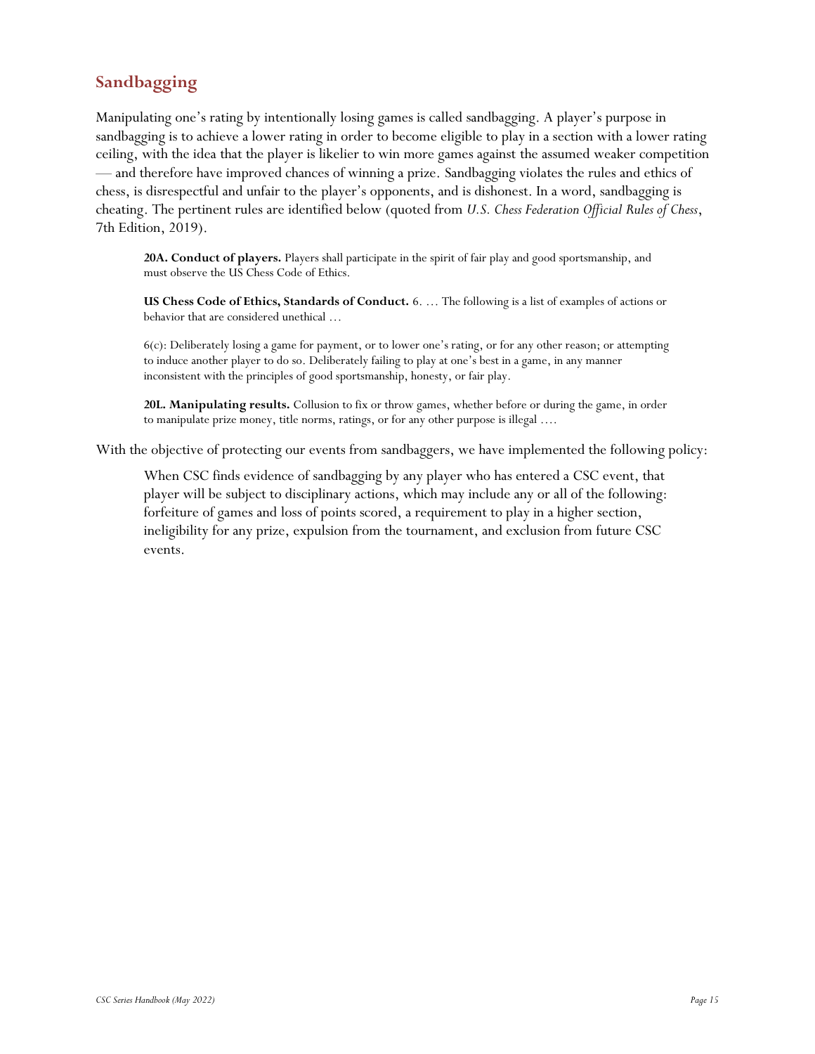## Sandbagging

Manipulating one's rating by intentionally losing games is called sandbagging. A player's purpose in sandbagging is to achieve a lower rating in order to become eligible to play in a section with a lower rating ceiling, with the idea that the player is likelier to win more games against the assumed weaker competition — and therefore have improved chances of winning a prize. Sandbagging violates the rules and ethics of chess, is disrespectful and unfair to the player's opponents, and is dishonest. In a word, sandbagging is cheating. The pertinent rules are identified below (quoted from *U.S. Chess Federation Official Rules of Chess*, 7th Edition, 2019).

> **20A. Conduct of players.** Players shall participate in the spirit of fair play and good sportsmanship, and must observe the US Chess Code of Ethics.
>
> **US Chess Code of Ethics, Standards of Conduct.** 6. … The following is a list of examples of actions or behavior that are considered unethical …
>
> 6(c): Deliberately losing a game for payment, or to lower one's rating, or for any other reason; or attempting to induce another player to do so. Deliberately failing to play at one's best in a game, in any manner inconsistent with the principles of good sportsmanship, honesty, or fair play.
>
> **20L. Manipulating results.** Collusion to fix or throw games, whether before or during the game, in order to manipulate prize money, title norms, ratings, or for any other purpose is illegal ….

With the objective of protecting our events from sandbaggers, we have implemented the following policy:

> When CSC finds evidence of sandbagging by any player who has entered a CSC event, that player will be subject to disciplinary actions, which may include any or all of the following: forfeiture of games and loss of points scored, a requirement to play in a higher section, ineligibility for any prize, expulsion from the tournament, and exclusion from future CSC events.